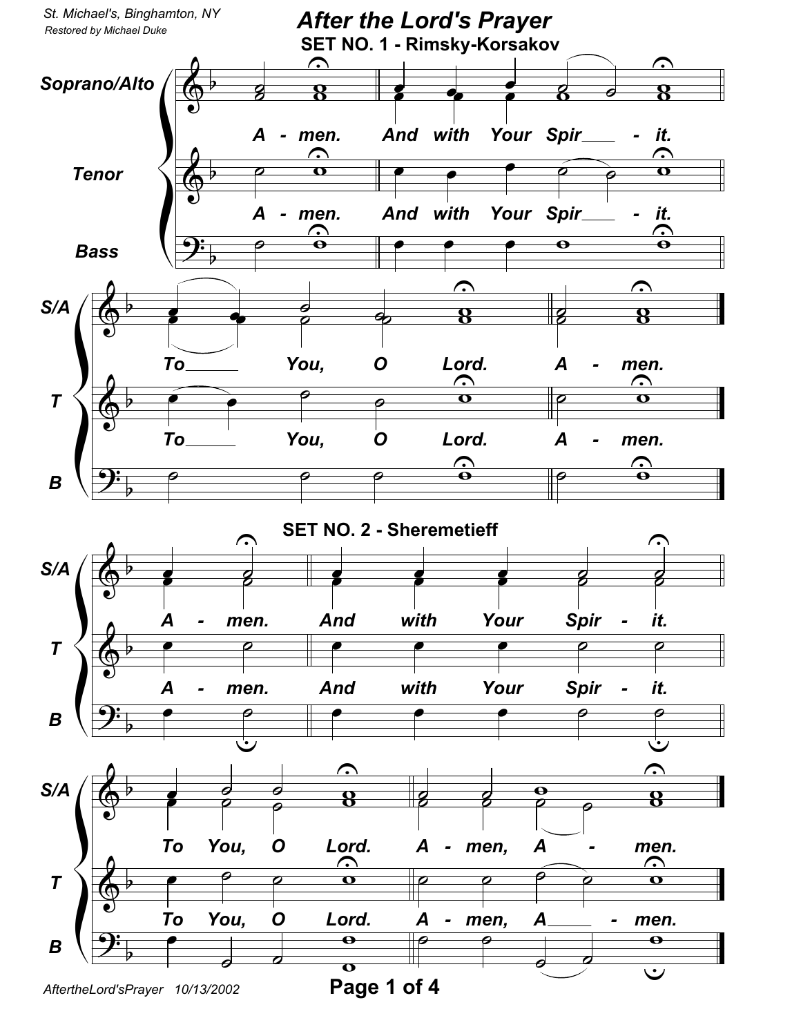# After the Lord's Prayer

St. Michael's, Binghamton, NY

*Restored by Michael Duke*

## SET NO. 1 - Rimsky-Korsakov

Soprano/Alto, Tenor, Bass

A - men. And with Your Spir - it.

To You, O Lord. A - men.

## SET NO. 2 - Sheremetieff

A - men. And with Your Spir - it.

To You, O Lord. A - men, A - men.

AftertheLord'sPrayer 10/13/2002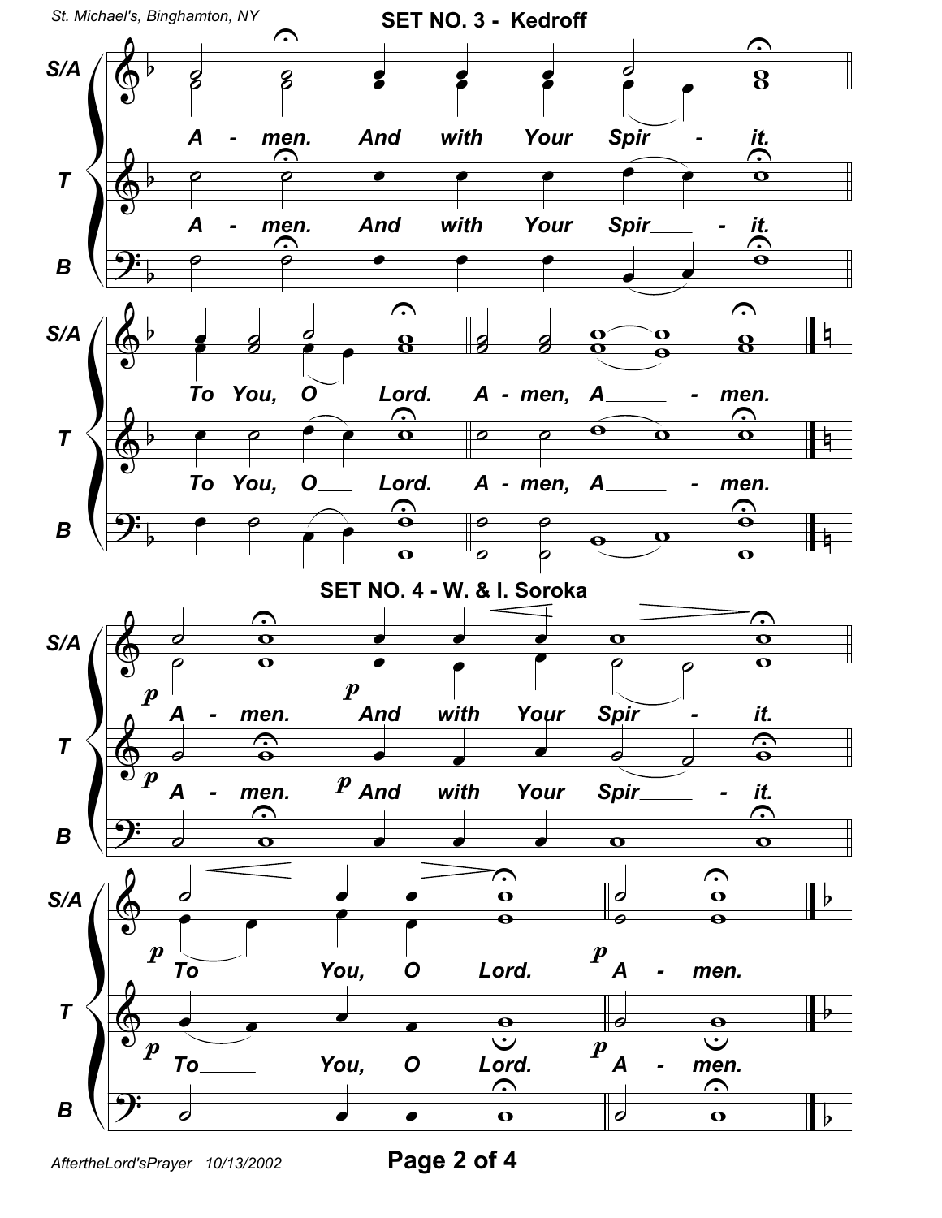## SET NO. 3 - Kedroff

A - men. And with Your Spir - it.

To You, O Lord. A - men, A - men.

## SET NO. 4 - W. & I. Soroka

A - men. And with Your Spir - it.

To You, O Lord. A - men.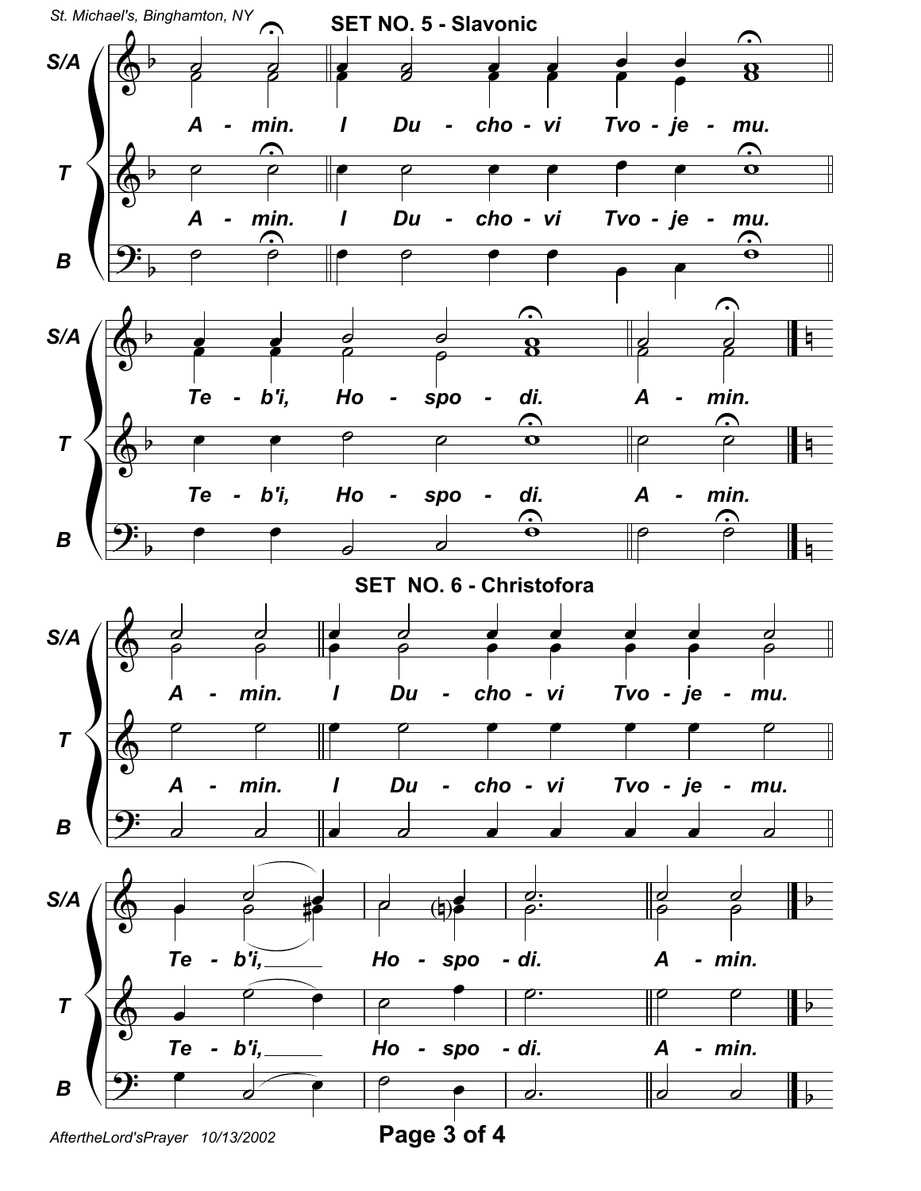## SET NO. 5 - Slavonic

**S/A**, **T**, **B**

A - min. I Du - cho - vi Tvo - je - mu.

Te - b'i, Ho - spo - di. A - min.

## SET NO. 6 - Christofora

**S/A**, **T**, **B**

A - min. I Du - cho - vi Tvo - je - mu.

Te - b'i, Ho - spo - di. A - min.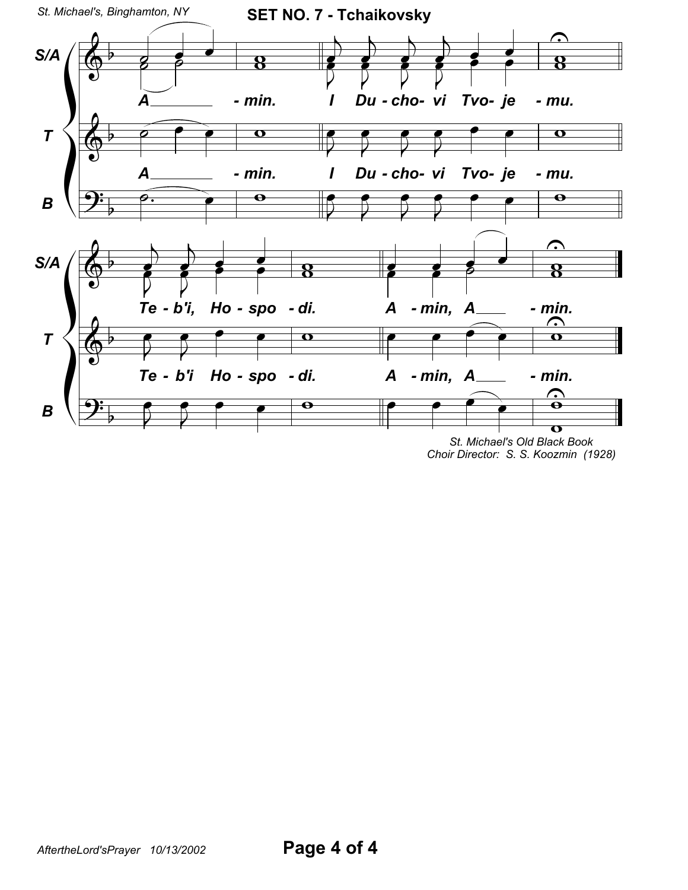# SET NO. 7 - Tchaikovsky

S/A

A - min. I Du - cho- vi Tvo- je - mu.

T

A - min. I Du - cho- vi Tvo- je - mu.

B

S/A

Te - b'i, Ho - spo - di. A - min, A - min.

T

Te - b'i Ho - spo - di. A - min, A - min.

B

St. Michael's Old Black Book
Choir Director: S. S. Koozmin (1928)